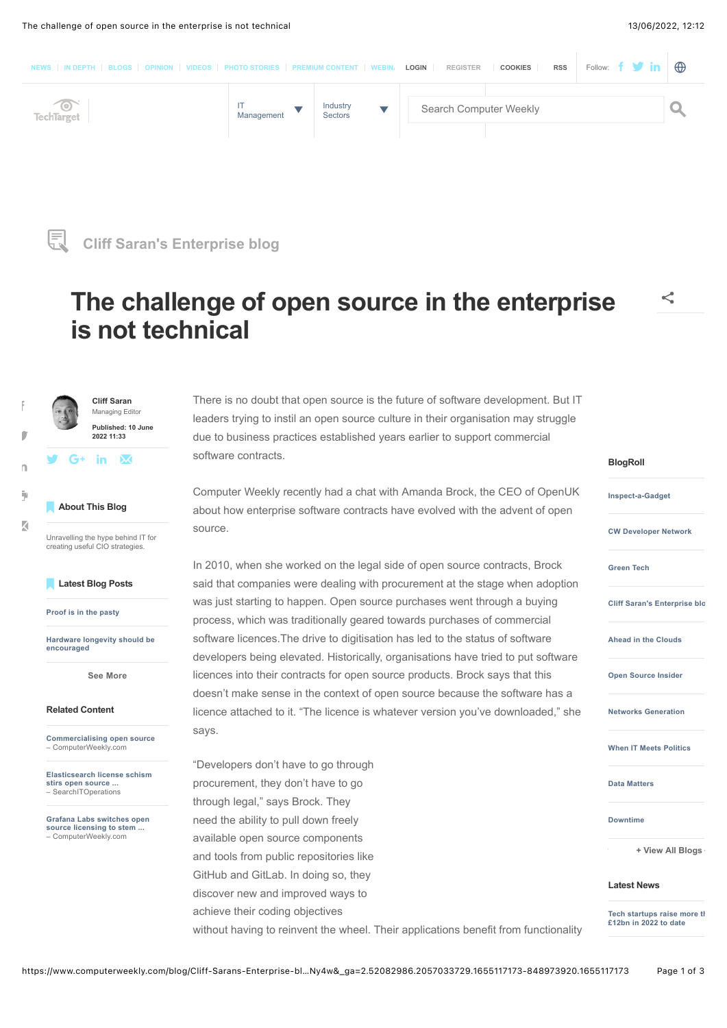## Cliff Saran's Enterprise blog

# The challenge of open source in the enterprise is not technical

**Cliff Saran**
Managing Editor

**Published: 10 June 2022 11:33**

There is no doubt that open source is the future of software development. But IT leaders trying to instil an open source culture in their organisation may struggle due to business practices established years earlier to support commercial software contracts.

Computer Weekly recently had a chat with Amanda Brock, the CEO of OpenUK about how enterprise software contracts have evolved with the advent of open source.

In 2010, when she worked on the legal side of open source contracts, Brock said that companies were dealing with procurement at the stage when adoption was just starting to happen. Open source purchases went through a buying process, which was traditionally geared towards purchases of commercial software licences.The drive to digitisation has led to the status of software developers being elevated. Historically, organisations have tried to put software licences into their contracts for open source products. Brock says that this doesn't make sense in the context of open source because the software has a licence attached to it. "The licence is whatever version you've downloaded," she says.

"Developers don't have to go through procurement, they don't have to go through legal," says Brock. They need the ability to pull down freely available open source components and tools from public repositories like GitHub and GitLab. In doing so, they discover new and improved ways to achieve their coding objectives without having to reinvent the wheel. Their applications benefit from functionality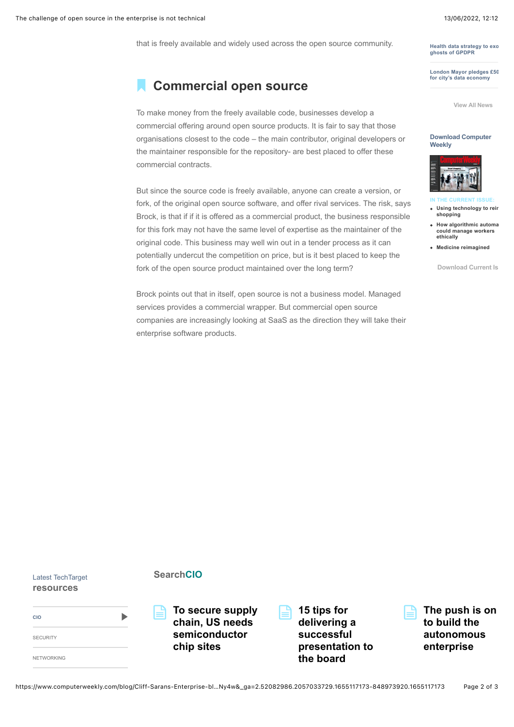that is freely available and widely used across the open source community.

## Commercial open source

To make money from the freely available code, businesses develop a commercial offering around open source products. It is fair to say that those organisations closest to the code – the main contributor, original developers or the maintainer responsible for the repository- are best placed to offer these commercial contracts.

But since the source code is freely available, anyone can create a version, or fork, of the original open source software, and offer rival services. The risk, says Brock, is that if if it is offered as a commercial product, the business responsible for this fork may not have the same level of expertise as the maintainer of the original code. This business may well win out in a tender process as it can potentially undercut the competition on price, but is it best placed to keep the fork of the open source product maintained over the long term?

Brock points out that in itself, open source is not a business model. Managed services provides a commercial wrapper. But commercial open source companies are increasingly looking at SaaS as the direction they will take their enterprise software products.